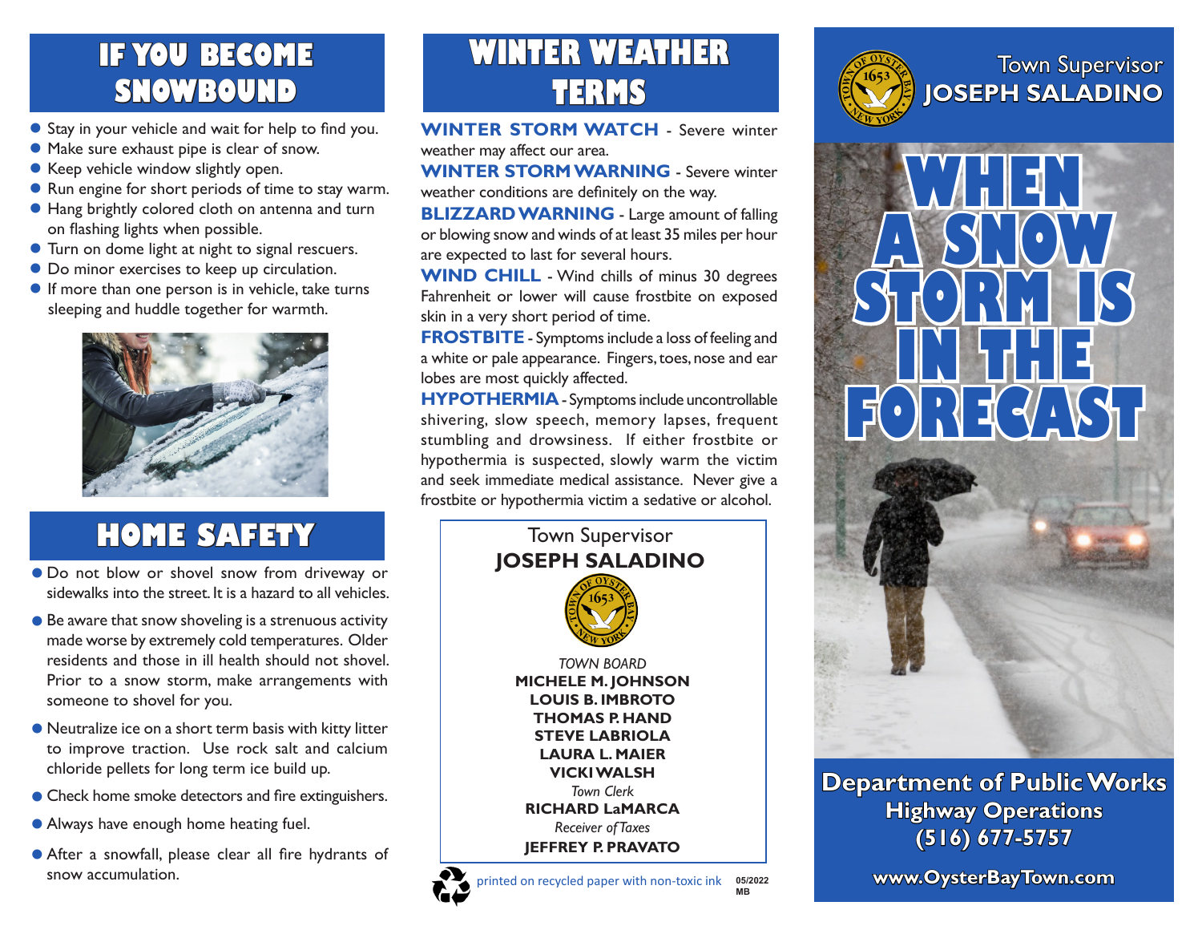# IF YOU BECOME SNOWBOUND

- Stay in your vehicle and wait for help to find you.
- Make sure exhaust pipe is clear of snow.
- Keep vehicle window slightly open.
- Run engine for short periods of time to stay warm.
- Hang brightly colored cloth on antenna and turn on flashing lights when possible.
- Turn on dome light at night to signal rescuers.
- Do minor exercises to keep up circulation.
- If more than one person is in vehicle, take turns sleeping and huddle together for warmth.

# HOME SAFETY

- Do not blow or shovel snow from driveway or sidewalks into the street. It is a hazard to all vehicles.
- Be aware that snow shoveling is a strenuous activity made worse by extremely cold temperatures. Older residents and those in ill health should not shovel. Prior to a snow storm, make arrangements with someone to shovel for you.
- Neutralize ice on a short term basis with kitty litter to improve traction. Use rock salt and calcium chloride pellets for long term ice build up.
- Check home smoke detectors and fire extinguishers.
- Always have enough home heating fuel.
- After a snowfall, please clear all fire hydrants of snow accumulation.

# WINTER WEATHER TERMS

**WINTER STORM WATCH** - Severe winter weather may affect our area.

**WINTER STORM WARNING** - Severe winter weather conditions are definitely on the way.

**BLIZZARD WARNING** - Large amount of falling or blowing snow and winds of at least 35 miles per hour are expected to last for several hours.

**WIND CHILL** - Wind chills of minus 30 degrees Fahrenheit or lower will cause frostbite on exposed skin in a very short period of time.

**FROSTBITE** - Symptoms include a loss of feeling and a white or pale appearance. Fingers, toes, nose and ear lobes are most quickly affected.

**HYPOTHERMIA** - Symptoms include uncontrollable shivering, slow speech, memory lapses, frequent stumbling and drowsiness. If either frostbite or hypothermia is suspected, slowly warm the victim and seek immediate medical assistance. Never give a frostbite or hypothermia victim a sedative or alcohol.

Town Supervisor
**JOSEPH SALADINO**

*TOWN BOARD*
**MICHELE M. JOHNSON**
**LOUIS B. IMBROTO**
**THOMAS P. HAND**
**STEVE LABRIOLA**
**LAURA L. MAIER**
**VICKI WALSH**
*Town Clerk*
**RICHARD LaMARCA**
*Receiver of Taxes*
**JEFFREY P. PRAVATO**

printed on recycled paper with non-toxic ink

05/2022
MB

Town Supervisor
**JOSEPH SALADINO**

# WHEN A SNOW STORM IS IN THE FORECAST

**Department of Public Works**
**Highway Operations**
**(516) 677-5757**

**www.OysterBayTown.com**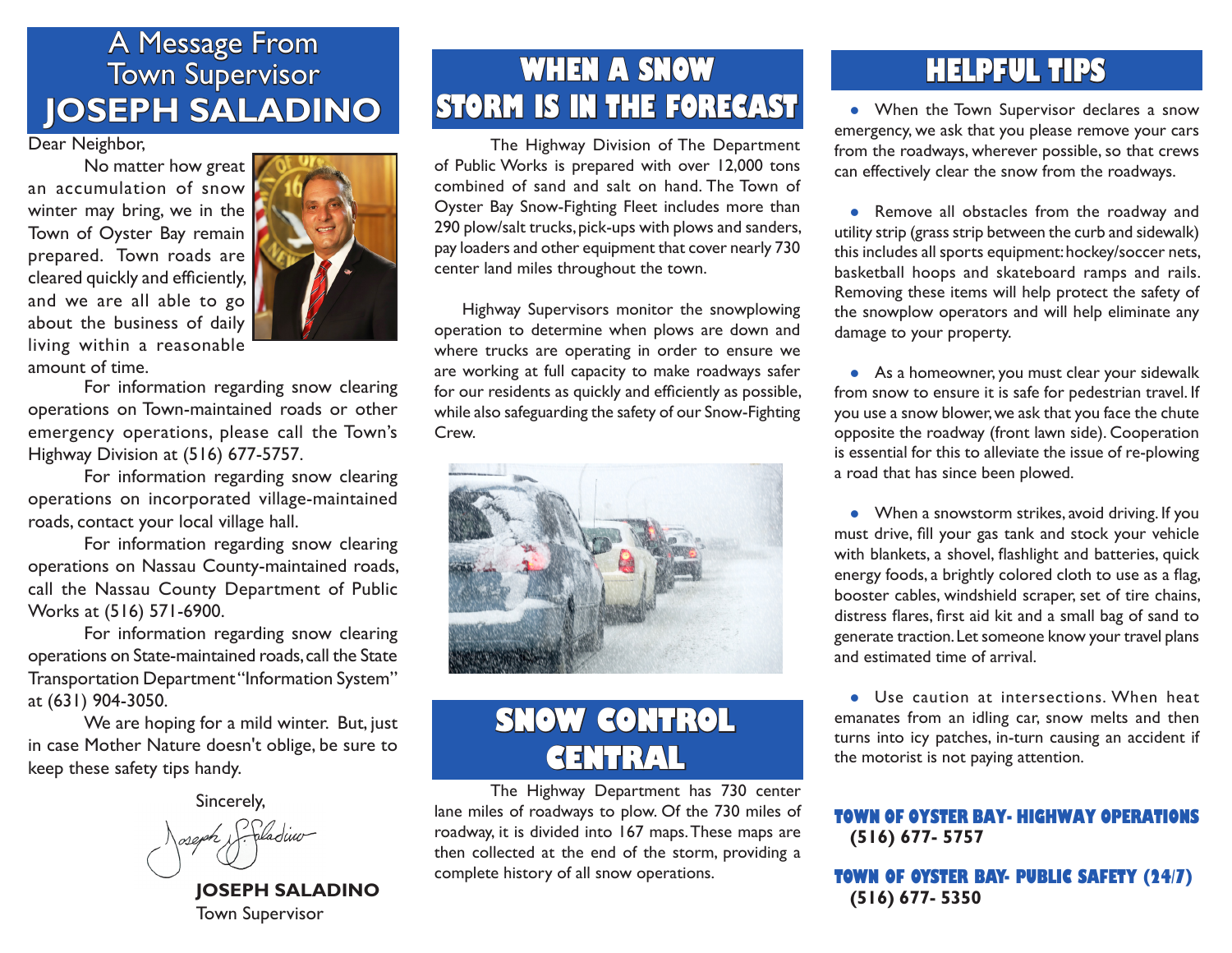# A Message From Town Supervisor JOSEPH SALADINO

Dear Neighbor,

No matter how great an accumulation of snow winter may bring, we in the Town of Oyster Bay remain prepared. Town roads are cleared quickly and efficiently, and we are all able to go about the business of daily living within a reasonable amount of time.

For information regarding snow clearing operations on Town-maintained roads or other emergency operations, please call the Town's Highway Division at (516) 677-5757.

For information regarding snow clearing operations on incorporated village-maintained roads, contact your local village hall.

For information regarding snow clearing operations on Nassau County-maintained roads, call the Nassau County Department of Public Works at (516) 571-6900.

For information regarding snow clearing operations on State-maintained roads, call the State Transportation Department "Information System" at (631) 904-3050.

We are hoping for a mild winter. But, just in case Mother Nature doesn't oblige, be sure to keep these safety tips handy.

Sincerely,

Joseph S. Saladino

**JOSEPH SALADINO**
Town Supervisor

# WHEN A SNOW STORM IS IN THE FORECAST

The Highway Division of The Department of Public Works is prepared with over 12,000 tons combined of sand and salt on hand. The Town of Oyster Bay Snow-Fighting Fleet includes more than 290 plow/salt trucks, pick-ups with plows and sanders, pay loaders and other equipment that cover nearly 730 center land miles throughout the town.

Highway Supervisors monitor the snowplowing operation to determine when plows are down and where trucks are operating in order to ensure we are working at full capacity to make roadways safer for our residents as quickly and efficiently as possible, while also safeguarding the safety of our Snow-Fighting Crew.

# SNOW CONTROL CENTRAL

The Highway Department has 730 center lane miles of roadways to plow. Of the 730 miles of roadway, it is divided into 167 maps. These maps are then collected at the end of the storm, providing a complete history of all snow operations.

# HELPFUL TIPS

- When the Town Supervisor declares a snow emergency, we ask that you please remove your cars from the roadways, wherever possible, so that crews can effectively clear the snow from the roadways.

- Remove all obstacles from the roadway and utility strip (grass strip between the curb and sidewalk) this includes all sports equipment: hockey/soccer nets, basketball hoops and skateboard ramps and rails. Removing these items will help protect the safety of the snowplow operators and will help eliminate any damage to your property.

- As a homeowner, you must clear your sidewalk from snow to ensure it is safe for pedestrian travel. If you use a snow blower, we ask that you face the chute opposite the roadway (front lawn side). Cooperation is essential for this to alleviate the issue of re-plowing a road that has since been plowed.

- When a snowstorm strikes, avoid driving. If you must drive, fill your gas tank and stock your vehicle with blankets, a shovel, flashlight and batteries, quick energy foods, a brightly colored cloth to use as a flag, booster cables, windshield scraper, set of tire chains, distress flares, first aid kit and a small bag of sand to generate traction. Let someone know your travel plans and estimated time of arrival.

- Use caution at intersections. When heat emanates from an idling car, snow melts and then turns into icy patches, in-turn causing an accident if the motorist is not paying attention.

**TOWN OF OYSTER BAY- HIGHWAY OPERATIONS**
**(516) 677- 5757**

**TOWN OF OYSTER BAY- PUBLIC SAFETY (24/7)**
**(516) 677- 5350**